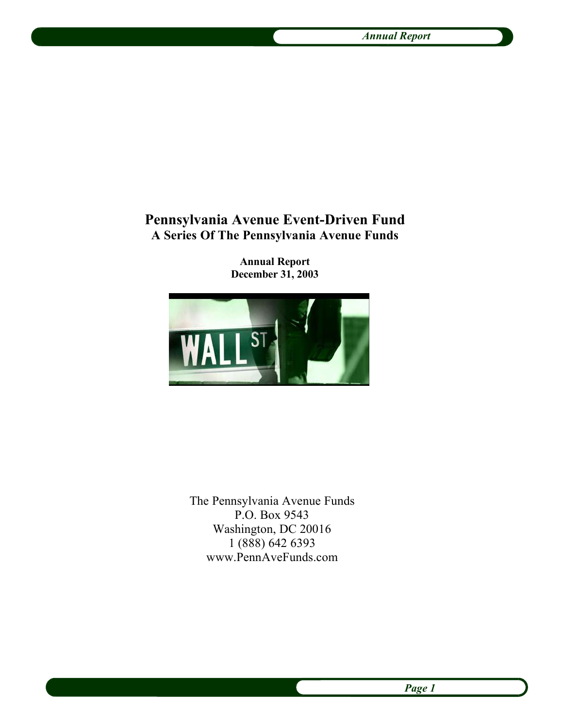# Pennsylvania Avenue Event-Driven Fund

## A Series Of The Pennsylvania Avenue Funds

**Annual Report**
**December 31, 2003**

The Pennsylvania Avenue Funds
P.O. Box 9543
Washington, DC 20016
1 (888) 642 6393
www.PennAveFunds.com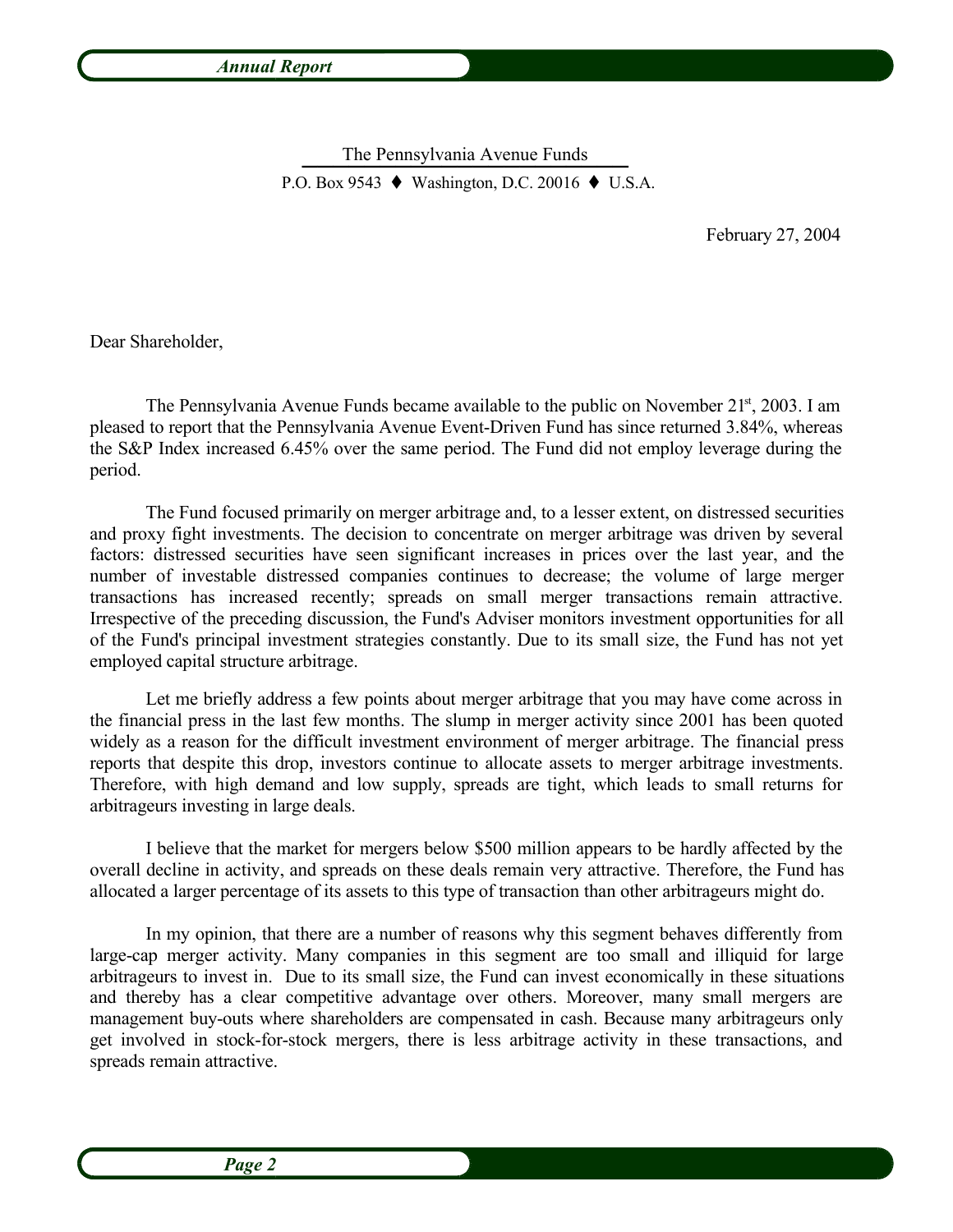The Pennsylvania Avenue Funds

P.O. Box 9543 ♦ Washington, D.C. 20016 ♦ U.S.A.

February 27, 2004

Dear Shareholder,

The Pennsylvania Avenue Funds became available to the public on November 21st, 2003. I am pleased to report that the Pennsylvania Avenue Event-Driven Fund has since returned 3.84%, whereas the S&P Index increased 6.45% over the same period. The Fund did not employ leverage during the period.

The Fund focused primarily on merger arbitrage and, to a lesser extent, on distressed securities and proxy fight investments. The decision to concentrate on merger arbitrage was driven by several factors: distressed securities have seen significant increases in prices over the last year, and the number of investable distressed companies continues to decrease; the volume of large merger transactions has increased recently; spreads on small merger transactions remain attractive. Irrespective of the preceding discussion, the Fund's Adviser monitors investment opportunities for all of the Fund's principal investment strategies constantly. Due to its small size, the Fund has not yet employed capital structure arbitrage.

Let me briefly address a few points about merger arbitrage that you may have come across in the financial press in the last few months. The slump in merger activity since 2001 has been quoted widely as a reason for the difficult investment environment of merger arbitrage. The financial press reports that despite this drop, investors continue to allocate assets to merger arbitrage investments. Therefore, with high demand and low supply, spreads are tight, which leads to small returns for arbitrageurs investing in large deals.

I believe that the market for mergers below $500 million appears to be hardly affected by the overall decline in activity, and spreads on these deals remain very attractive. Therefore, the Fund has allocated a larger percentage of its assets to this type of transaction than other arbitrageurs might do.

In my opinion, that there are a number of reasons why this segment behaves differently from large-cap merger activity. Many companies in this segment are too small and illiquid for large arbitrageurs to invest in. Due to its small size, the Fund can invest economically in these situations and thereby has a clear competitive advantage over others. Moreover, many small mergers are management buy-outs where shareholders are compensated in cash. Because many arbitrageurs only get involved in stock-for-stock mergers, there is less arbitrage activity in these transactions, and spreads remain attractive.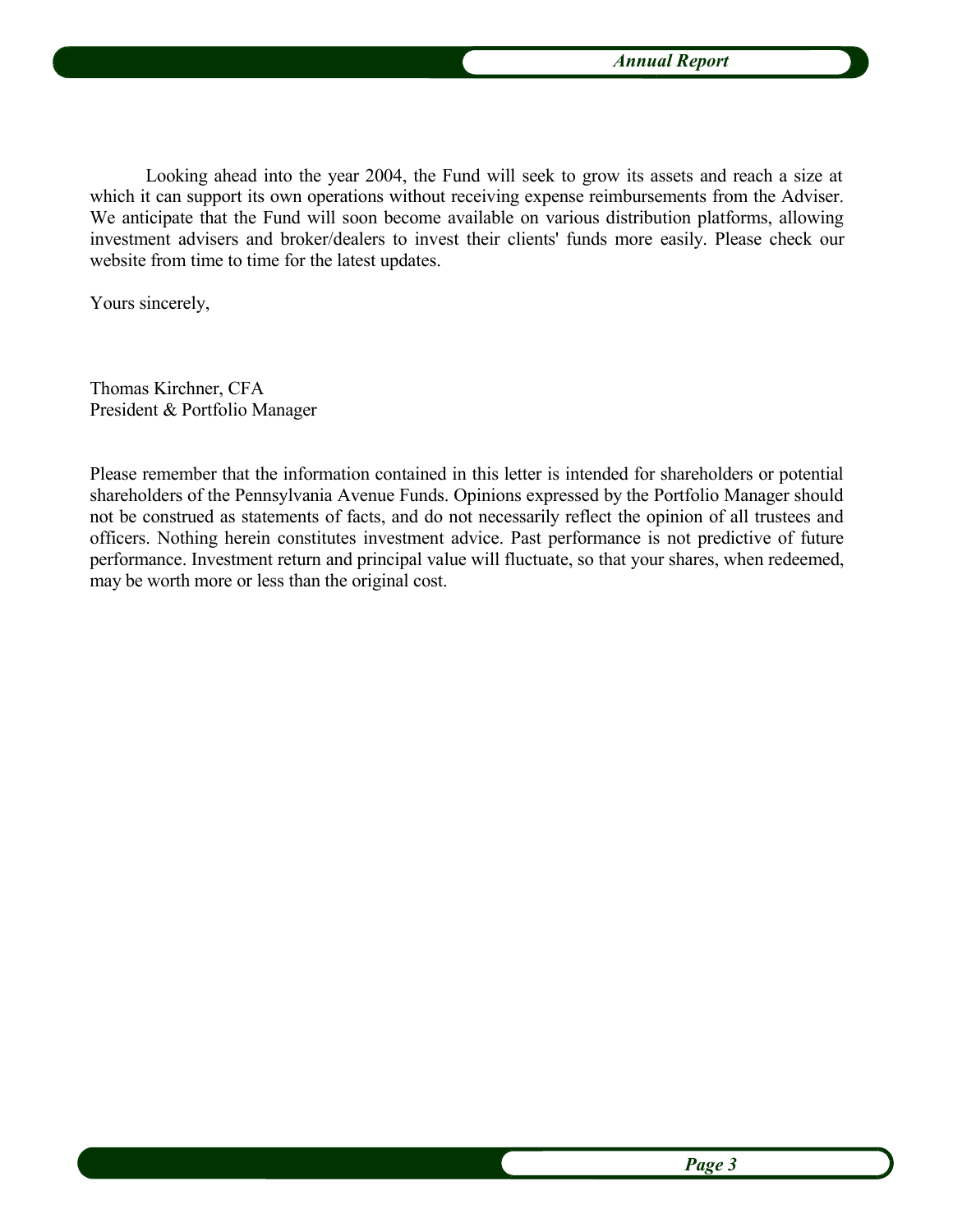Looking ahead into the year 2004, the Fund will seek to grow its assets and reach a size at which it can support its own operations without receiving expense reimbursements from the Adviser. We anticipate that the Fund will soon become available on various distribution platforms, allowing investment advisers and broker/dealers to invest their clients' funds more easily. Please check our website from time to time for the latest updates.

Yours sincerely,

Thomas Kirchner, CFA
President & Portfolio Manager

Please remember that the information contained in this letter is intended for shareholders or potential shareholders of the Pennsylvania Avenue Funds. Opinions expressed by the Portfolio Manager should not be construed as statements of facts, and do not necessarily reflect the opinion of all trustees and officers. Nothing herein constitutes investment advice. Past performance is not predictive of future performance. Investment return and principal value will fluctuate, so that your shares, when redeemed, may be worth more or less than the original cost.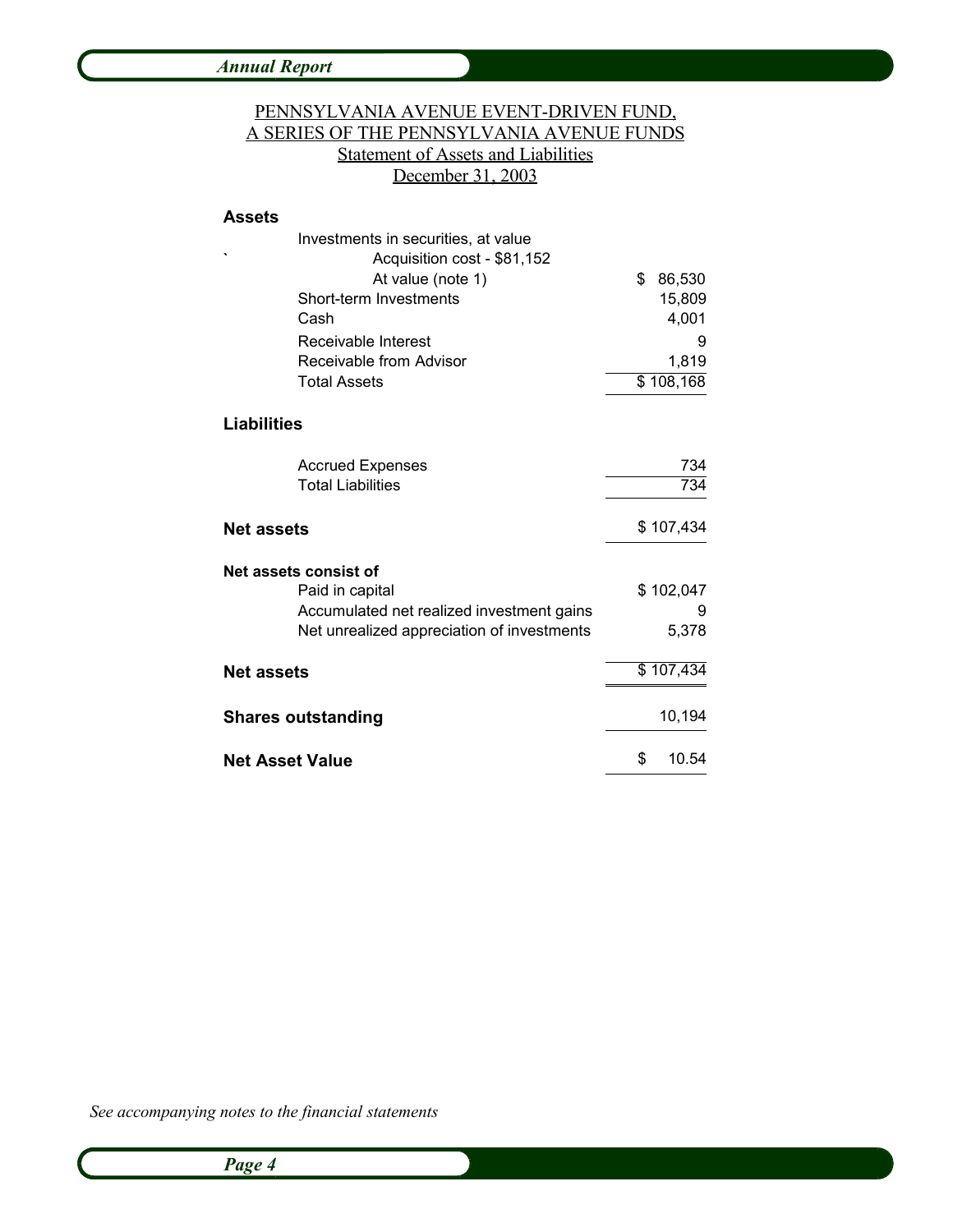# PENNSYLVANIA AVENUE EVENT-DRIVEN FUND, A SERIES OF THE PENNSYLVANIA AVENUE FUNDS

## Statement of Assets and Liabilities

## December 31, 2003

| | |
|---|---|
| **Assets** | |
| Investments in securities, at value | |
| Acquisition cost - $81,152 | |
| At value (note 1) | $ 86,530 |
| Short-term Investments | 15,809 |
| Cash | 4,001 |
| Receivable Interest | 9 |
| Receivable from Advisor | 1,819 |
| Total Assets | $ 108,168 |
| **Liabilities** | |
| Accrued Expenses | 734 |
| Total Liabilities | 734 |
| **Net assets** | $ 107,434 |
| **Net assets consist of** | |
| Paid in capital | $ 102,047 |
| Accumulated net realized investment gains | 9 |
| Net unrealized appreciation of investments | 5,378 |
| **Net assets** | $ 107,434 |
| **Shares outstanding** | 10,194 |
| **Net Asset Value** | $ 10.54 |

*See accompanying notes to the financial statements*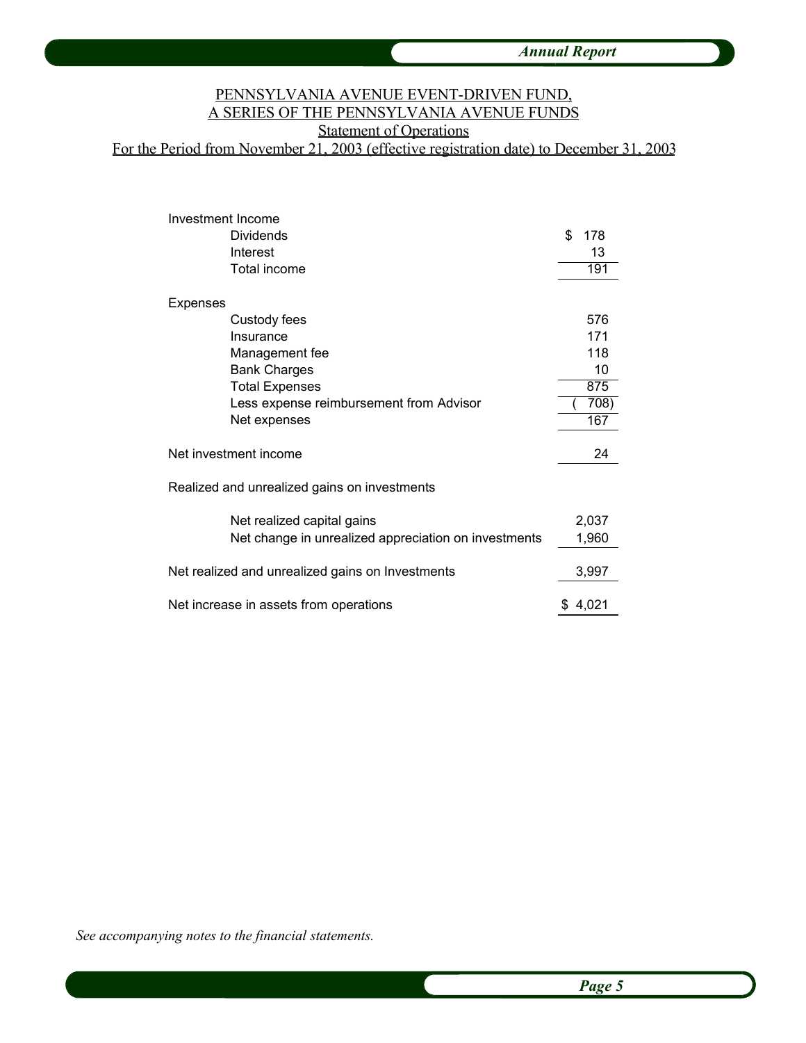PENNSYLVANIA AVENUE EVENT-DRIVEN FUND,
A SERIES OF THE PENNSYLVANIA AVENUE FUNDS
Statement of Operations
For the Period from November 21, 2003 (effective registration date) to December 31, 2003

| | |
|---|---|
| **Investment Income** | |
| Dividends | $ 178 |
| Interest | 13 |
| Total income | 191 |
| **Expenses** | |
| Custody fees | 576 |
| Insurance | 171 |
| Management fee | 118 |
| Bank Charges | 10 |
| Total Expenses | 875 |
| Less expense reimbursement from Advisor | ( 708) |
| Net expenses | 167 |
| Net investment income | 24 |
| **Realized and unrealized gains on investments** | |
| Net realized capital gains | 2,037 |
| Net change in unrealized appreciation on investments | 1,960 |
| Net realized and unrealized gains on Investments | 3,997 |
| Net increase in assets from operations | $ 4,021 |

*See accompanying notes to the financial statements.*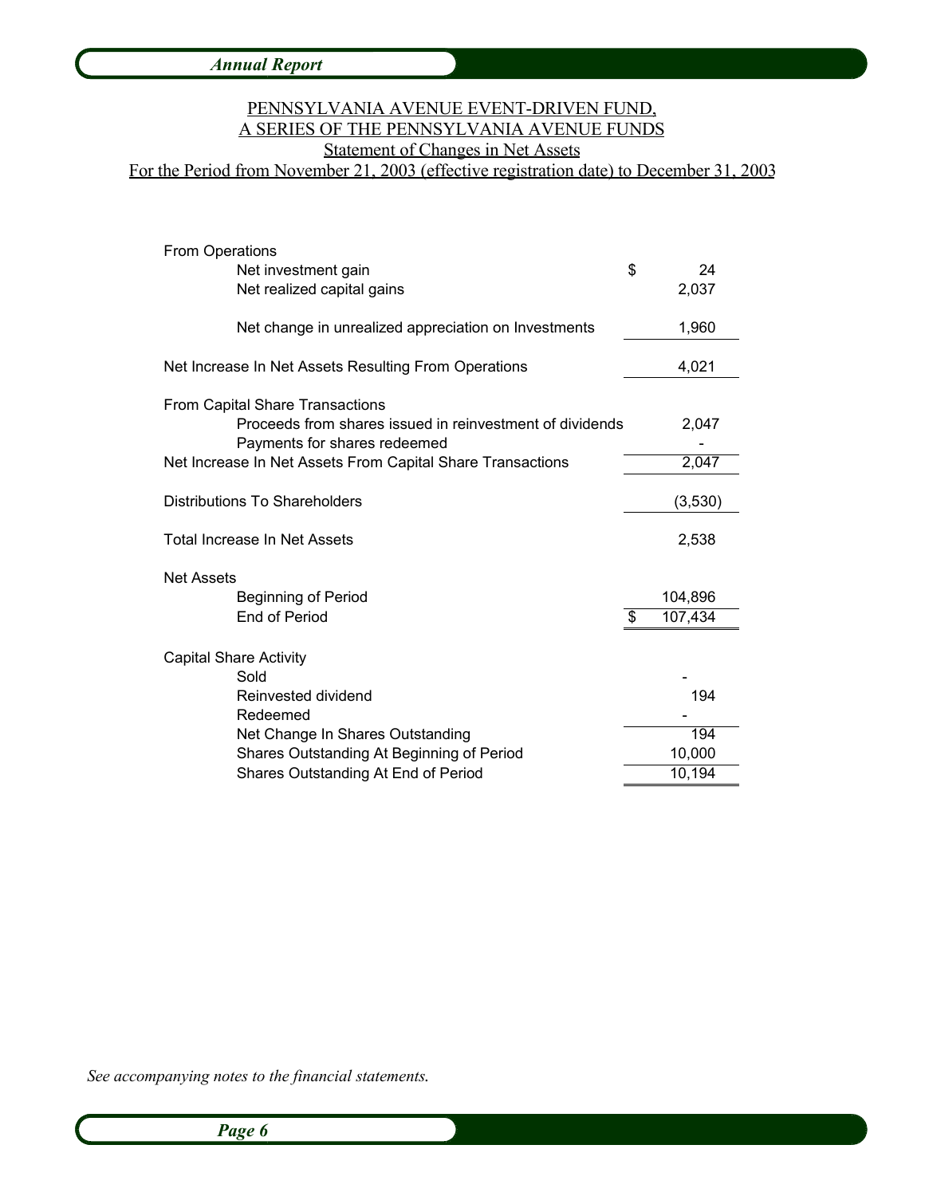PENNSYLVANIA AVENUE EVENT-DRIVEN FUND,
A SERIES OF THE PENNSYLVANIA AVENUE FUNDS
Statement of Changes in Net Assets
For the Period from November 21, 2003 (effective registration date) to December 31, 2003

| | |
|---|---|
| **From Operations** | |
| Net investment gain | $ 24 |
| Net realized capital gains | 2,037 |
| Net change in unrealized appreciation on Investments | 1,960 |
| **Net Increase In Net Assets Resulting From Operations** | 4,021 |
| **From Capital Share Transactions** | |
| Proceeds from shares issued in reinvestment of dividends | 2,047 |
| Payments for shares redeemed | - |
| **Net Increase In Net Assets From Capital Share Transactions** | 2,047 |
| **Distributions To Shareholders** | (3,530) |
| **Total Increase In Net Assets** | 2,538 |
| **Net Assets** | |
| Beginning of Period | 104,896 |
| End of Period | $ 107,434 |
| **Capital Share Activity** | |
| Sold | - |
| Reinvested dividend | 194 |
| Redeemed | - |
| Net Change In Shares Outstanding | 194 |
| Shares Outstanding At Beginning of Period | 10,000 |
| Shares Outstanding At End of Period | 10,194 |

*See accompanying notes to the financial statements.*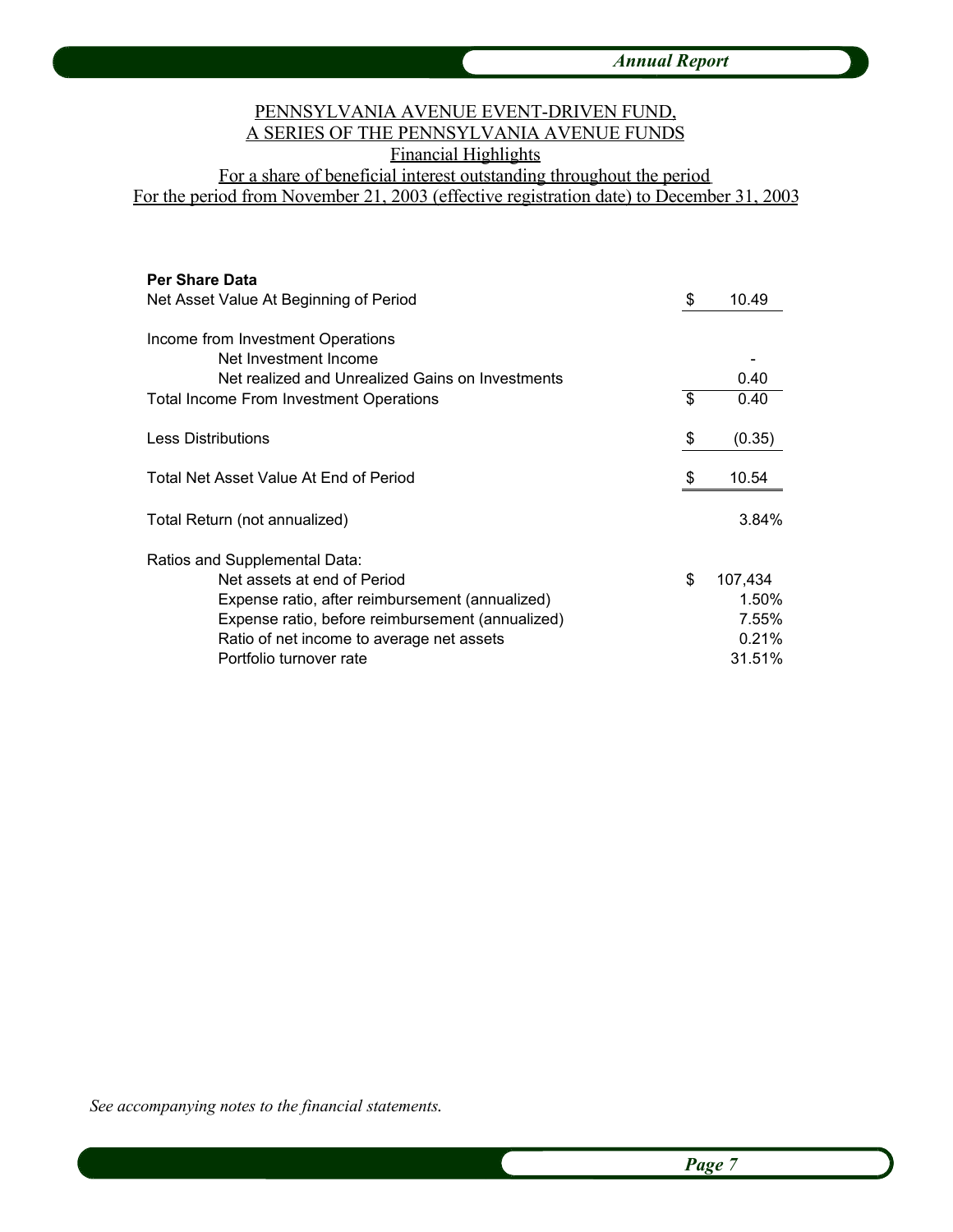PENNSYLVANIA AVENUE EVENT-DRIVEN FUND,
A SERIES OF THE PENNSYLVANIA AVENUE FUNDS
Financial Highlights
For a share of beneficial interest outstanding throughout the period
For the period from November 21, 2003 (effective registration date) to December 31, 2003

| | | |
|---|---|---|
| **Per Share Data** | | |
| Net Asset Value At Beginning of Period | $ | 10.49 |
| | | |
| Income from Investment Operations | | |
| Net Investment Income | | - |
| Net realized and Unrealized Gains on Investments | | 0.40 |
| Total Income From Investment Operations | $ | 0.40 |
| | | |
| Less Distributions | $ | (0.35) |
| | | |
| Total Net Asset Value At End of Period | $ | 10.54 |
| | | |
| Total Return (not annualized) | | 3.84% |
| | | |
| Ratios and Supplemental Data: | | |
| Net assets at end of Period | $ | 107,434 |
| Expense ratio, after reimbursement (annualized) | | 1.50% |
| Expense ratio, before reimbursement (annualized) | | 7.55% |
| Ratio of net income to average net assets | | 0.21% |
| Portfolio turnover rate | | 31.51% |

*See accompanying notes to the financial statements.*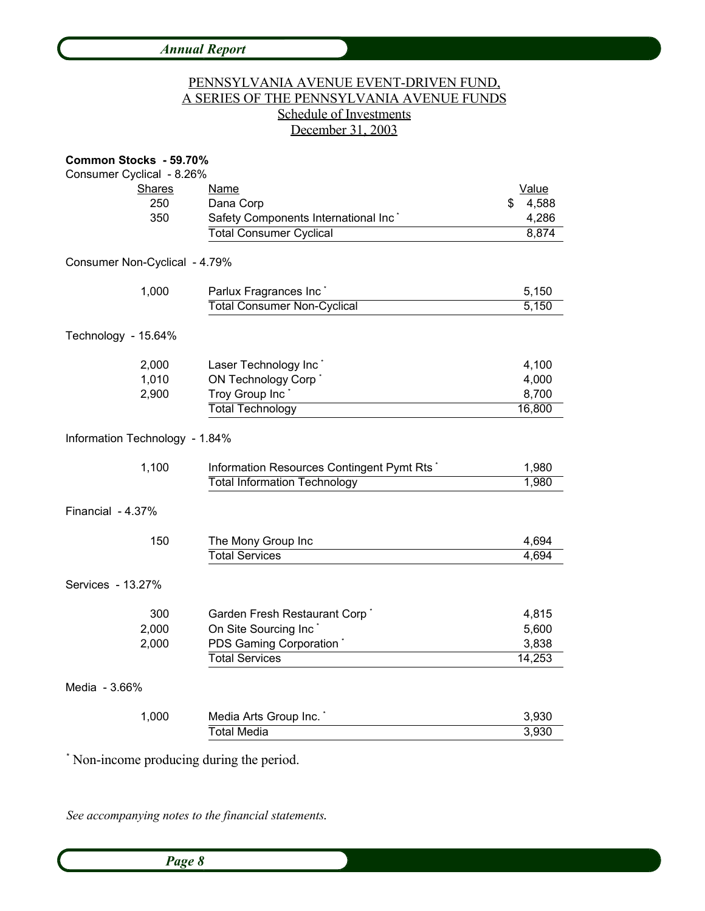PENNSYLVANIA AVENUE EVENT-DRIVEN FUND,
A SERIES OF THE PENNSYLVANIA AVENUE FUNDS
Schedule of Investments
December 31, 2003

**Common Stocks - 59.70%**

Consumer Cyclical - 8.26%

| Shares | Name | Value |
|---|---|---|
| 250 | Dana Corp | $ 4,588 |
| 350 | Safety Components International Inc * | 4,286 |
| | Total Consumer Cyclical | 8,874 |

Consumer Non-Cyclical - 4.79%

| Shares | Name | Value |
|---|---|---|
| 1,000 | Parlux Fragrances Inc * | 5,150 |
| | Total Consumer Non-Cyclical | 5,150 |

Technology - 15.64%

| Shares | Name | Value |
|---|---|---|
| 2,000 | Laser Technology Inc * | 4,100 |
| 1,010 | ON Technology Corp * | 4,000 |
| 2,900 | Troy Group Inc * | 8,700 |
| | Total Technology | 16,800 |

Information Technology - 1.84%

| Shares | Name | Value |
|---|---|---|
| 1,100 | Information Resources Contingent Pymt Rts * | 1,980 |
| | Total Information Technology | 1,980 |

Financial - 4.37%

| Shares | Name | Value |
|---|---|---|
| 150 | The Mony Group Inc | 4,694 |
| | Total Services | 4,694 |

Services - 13.27%

| Shares | Name | Value |
|---|---|---|
| 300 | Garden Fresh Restaurant Corp * | 4,815 |
| 2,000 | On Site Sourcing Inc * | 5,600 |
| 2,000 | PDS Gaming Corporation * | 3,838 |
| | Total Services | 14,253 |

Media - 3.66%

| Shares | Name | Value |
|---|---|---|
| 1,000 | Media Arts Group Inc. * | 3,930 |
| | Total Media | 3,930 |

* Non-income producing during the period.

*See accompanying notes to the financial statements.*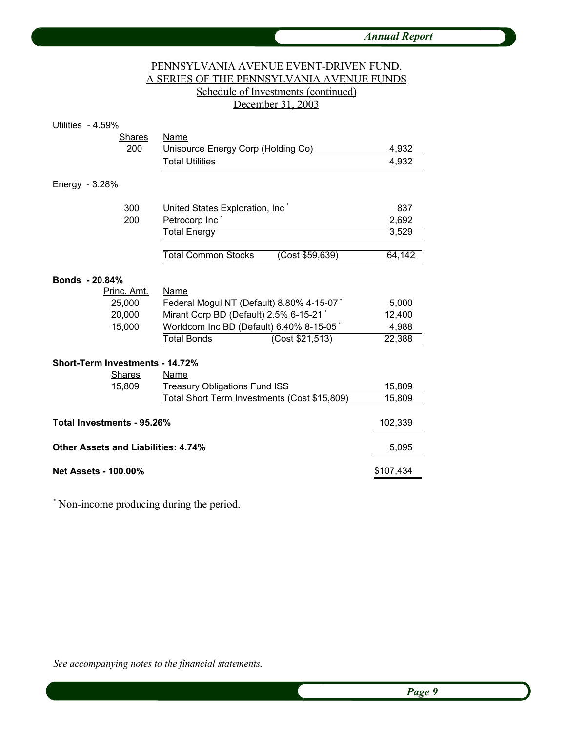PENNSYLVANIA AVENUE EVENT-DRIVEN FUND,
A SERIES OF THE PENNSYLVANIA AVENUE FUNDS
Schedule of Investments (continued)
December 31, 2003

**Utilities - 4.59%**

| Shares | Name | |
|---|---|---|
| 200 | Unisource Energy Corp (Holding Co) | 4,932 |
| | Total Utilities | 4,932 |

**Energy - 3.28%**

| Shares | Name | |
|---|---|---|
| 300 | United States Exploration, Inc * | 837 |
| 200 | Petrocorp Inc * | 2,692 |
| | Total Energy | 3,529 |
| | Total Common Stocks (Cost $59,639) | 64,142 |

**Bonds - 20.84%**

| Princ. Amt. | Name | |
|---|---|---|
| 25,000 | Federal Mogul NT (Default) 8.80% 4-15-07 * | 5,000 |
| 20,000 | Mirant Corp BD (Default) 2.5% 6-15-21 * | 12,400 |
| 15,000 | Worldcom Inc BD (Default) 6.40% 8-15-05 * | 4,988 |
| | Total Bonds (Cost $21,513) | 22,388 |

**Short-Term Investments - 14.72%**

| Shares | Name | |
|---|---|---|
| 15,809 | Treasury Obligations Fund ISS | 15,809 |
| | Total Short Term Investments (Cost $15,809) | 15,809 |

| | |
|---|---|
| **Total Investments - 95.26%** | 102,339 |
| **Other Assets and Liabilities: 4.74%** | 5,095 |
| **Net Assets - 100.00%** | $107,434 |

* Non-income producing during the period.

*See accompanying notes to the financial statements.*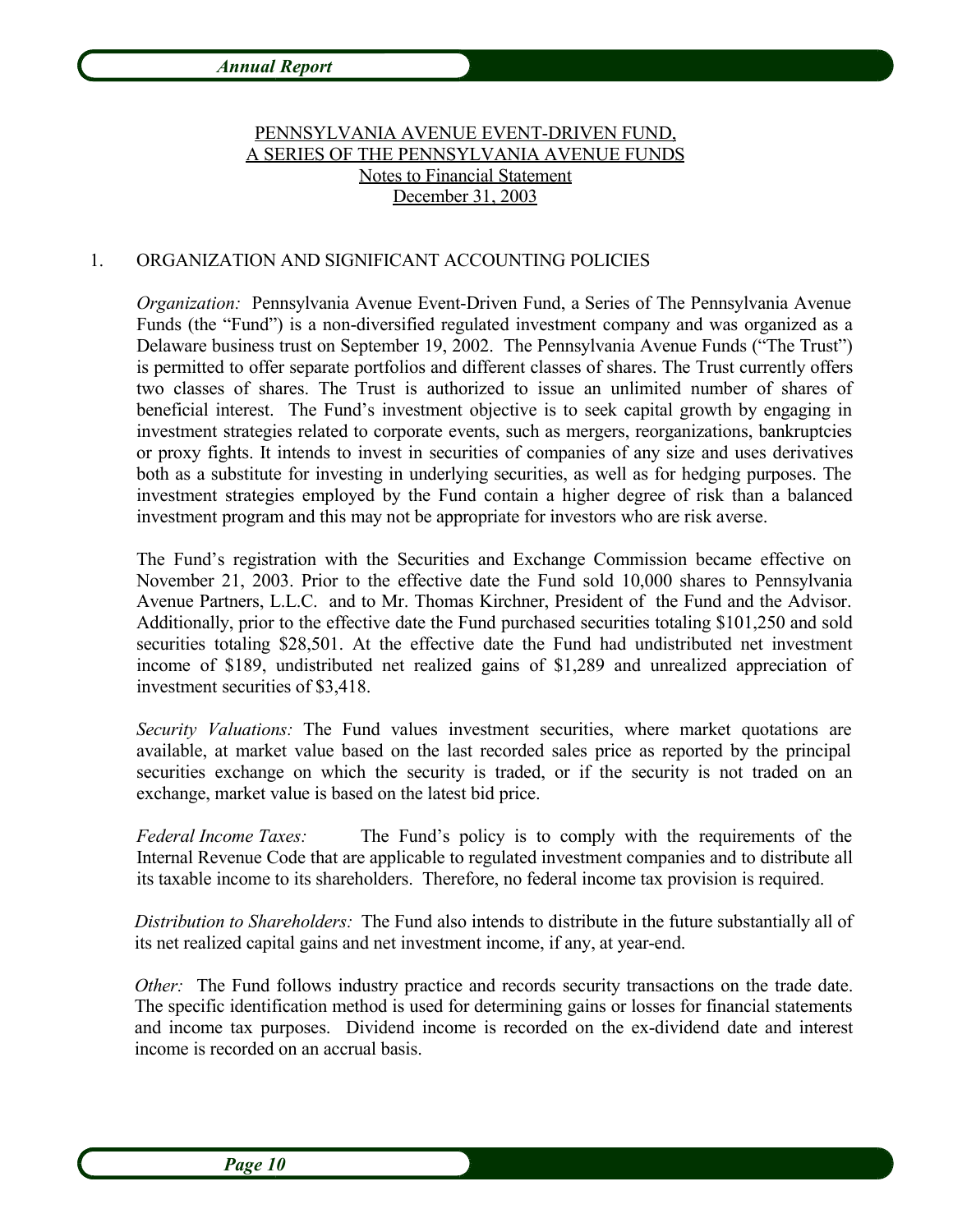PENNSYLVANIA AVENUE EVENT-DRIVEN FUND,
A SERIES OF THE PENNSYLVANIA AVENUE FUNDS
Notes to Financial Statement
December 31, 2003

1. ORGANIZATION AND SIGNIFICANT ACCOUNTING POLICIES

*Organization:* Pennsylvania Avenue Event-Driven Fund, a Series of The Pennsylvania Avenue Funds (the "Fund") is a non-diversified regulated investment company and was organized as a Delaware business trust on September 19, 2002. The Pennsylvania Avenue Funds ("The Trust") is permitted to offer separate portfolios and different classes of shares. The Trust currently offers two classes of shares. The Trust is authorized to issue an unlimited number of shares of beneficial interest. The Fund's investment objective is to seek capital growth by engaging in investment strategies related to corporate events, such as mergers, reorganizations, bankruptcies or proxy fights. It intends to invest in securities of companies of any size and uses derivatives both as a substitute for investing in underlying securities, as well as for hedging purposes. The investment strategies employed by the Fund contain a higher degree of risk than a balanced investment program and this may not be appropriate for investors who are risk averse.

The Fund's registration with the Securities and Exchange Commission became effective on November 21, 2003. Prior to the effective date the Fund sold 10,000 shares to Pennsylvania Avenue Partners, L.L.C. and to Mr. Thomas Kirchner, President of the Fund and the Advisor. Additionally, prior to the effective date the Fund purchased securities totaling $101,250 and sold securities totaling $28,501. At the effective date the Fund had undistributed net investment income of $189, undistributed net realized gains of $1,289 and unrealized appreciation of investment securities of $3,418.

*Security Valuations:* The Fund values investment securities, where market quotations are available, at market value based on the last recorded sales price as reported by the principal securities exchange on which the security is traded, or if the security is not traded on an exchange, market value is based on the latest bid price.

*Federal Income Taxes:* The Fund's policy is to comply with the requirements of the Internal Revenue Code that are applicable to regulated investment companies and to distribute all its taxable income to its shareholders. Therefore, no federal income tax provision is required.

*Distribution to Shareholders:* The Fund also intends to distribute in the future substantially all of its net realized capital gains and net investment income, if any, at year-end.

*Other:* The Fund follows industry practice and records security transactions on the trade date. The specific identification method is used for determining gains or losses for financial statements and income tax purposes. Dividend income is recorded on the ex-dividend date and interest income is recorded on an accrual basis.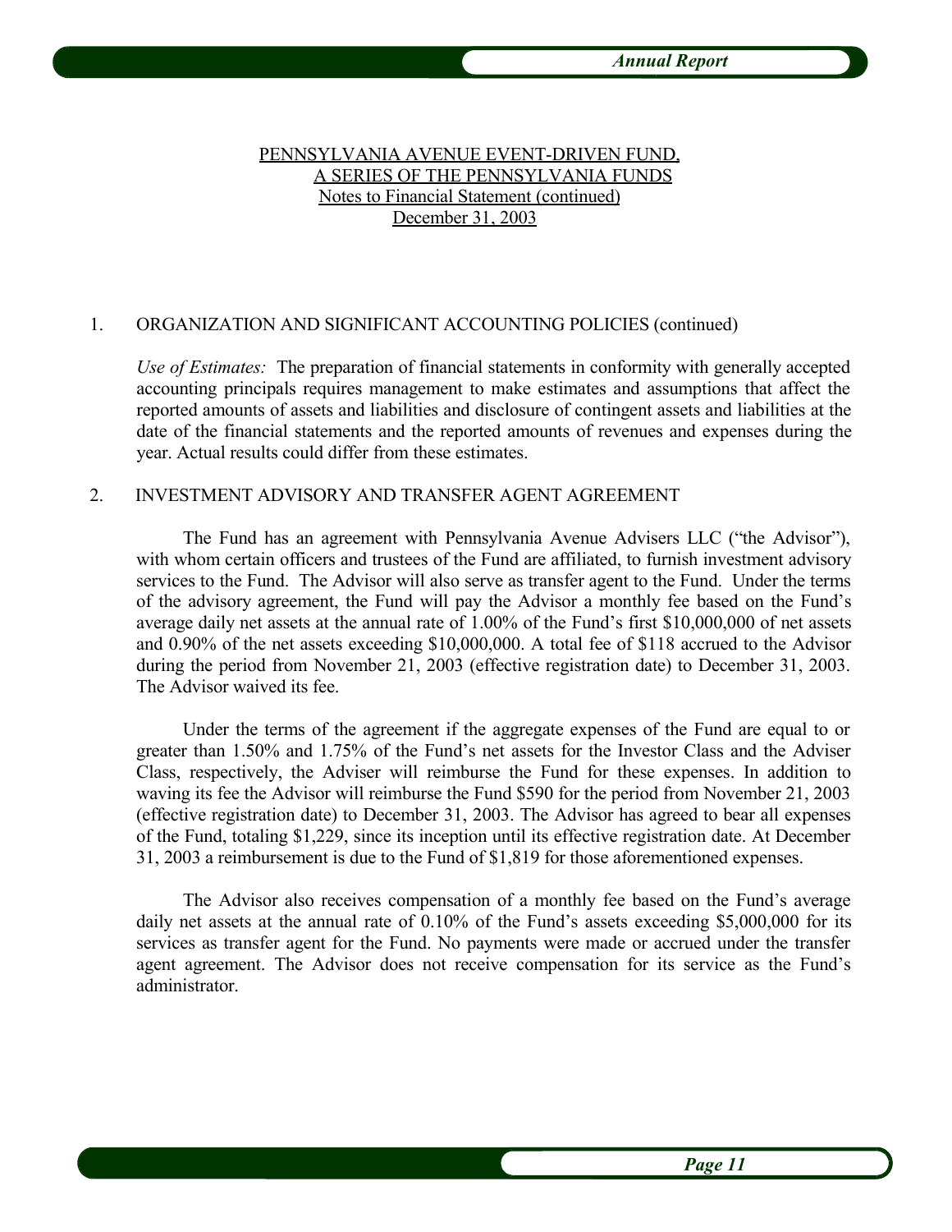PENNSYLVANIA AVENUE EVENT-DRIVEN FUND,
A SERIES OF THE PENNSYLVANIA FUNDS
Notes to Financial Statement (continued)
December 31, 2003

1. ORGANIZATION AND SIGNIFICANT ACCOUNTING POLICIES (continued)

*Use of Estimates:* The preparation of financial statements in conformity with generally accepted accounting principals requires management to make estimates and assumptions that affect the reported amounts of assets and liabilities and disclosure of contingent assets and liabilities at the date of the financial statements and the reported amounts of revenues and expenses during the year. Actual results could differ from these estimates.

2. INVESTMENT ADVISORY AND TRANSFER AGENT AGREEMENT

The Fund has an agreement with Pennsylvania Avenue Advisers LLC ("the Advisor"), with whom certain officers and trustees of the Fund are affiliated, to furnish investment advisory services to the Fund. The Advisor will also serve as transfer agent to the Fund. Under the terms of the advisory agreement, the Fund will pay the Advisor a monthly fee based on the Fund's average daily net assets at the annual rate of 1.00% of the Fund's first $10,000,000 of net assets and 0.90% of the net assets exceeding $10,000,000. A total fee of $118 accrued to the Advisor during the period from November 21, 2003 (effective registration date) to December 31, 2003. The Advisor waived its fee.

Under the terms of the agreement if the aggregate expenses of the Fund are equal to or greater than 1.50% and 1.75% of the Fund's net assets for the Investor Class and the Adviser Class, respectively, the Adviser will reimburse the Fund for these expenses. In addition to waving its fee the Advisor will reimburse the Fund $590 for the period from November 21, 2003 (effective registration date) to December 31, 2003. The Advisor has agreed to bear all expenses of the Fund, totaling $1,229, since its inception until its effective registration date. At December 31, 2003 a reimbursement is due to the Fund of $1,819 for those aforementioned expenses.

The Advisor also receives compensation of a monthly fee based on the Fund's average daily net assets at the annual rate of 0.10% of the Fund's assets exceeding $5,000,000 for its services as transfer agent for the Fund. No payments were made or accrued under the transfer agent agreement. The Advisor does not receive compensation for its service as the Fund's administrator.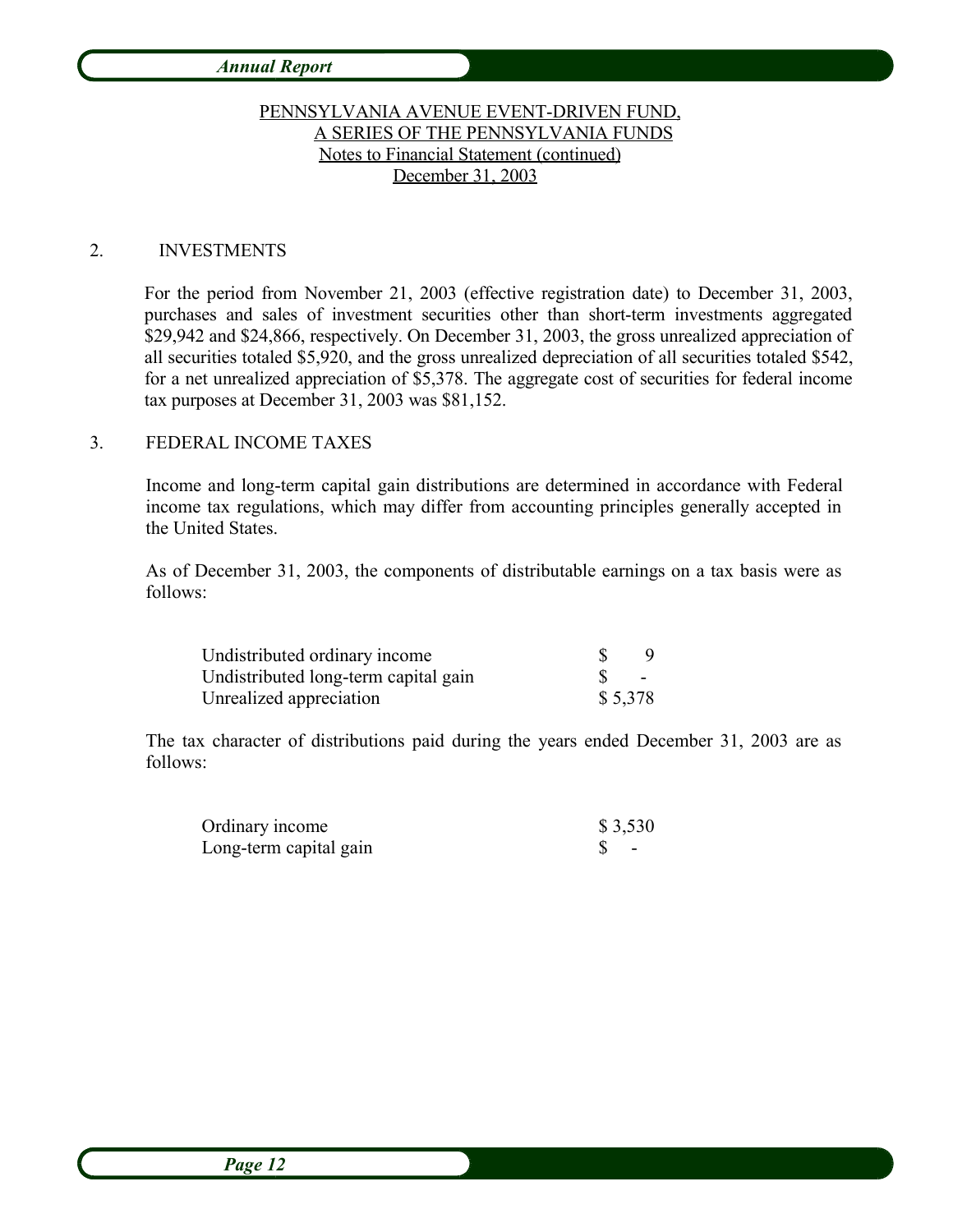PENNSYLVANIA AVENUE EVENT-DRIVEN FUND,
A SERIES OF THE PENNSYLVANIA FUNDS
Notes to Financial Statement (continued)
December 31, 2003

2. INVESTMENTS

For the period from November 21, 2003 (effective registration date) to December 31, 2003, purchases and sales of investment securities other than short-term investments aggregated $29,942 and $24,866, respectively. On December 31, 2003, the gross unrealized appreciation of all securities totaled $5,920, and the gross unrealized depreciation of all securities totaled $542, for a net unrealized appreciation of $5,378. The aggregate cost of securities for federal income tax purposes at December 31, 2003 was $81,152.

3. FEDERAL INCOME TAXES

Income and long-term capital gain distributions are determined in accordance with Federal income tax regulations, which may differ from accounting principles generally accepted in the United States.

As of December 31, 2003, the components of distributable earnings on a tax basis were as follows:

| | |
|---|---|
| Undistributed ordinary income | $ 9 |
| Undistributed long-term capital gain | $ - |
| Unrealized appreciation | $ 5,378 |

The tax character of distributions paid during the years ended December 31, 2003 are as follows:

| | |
|---|---|
| Ordinary income | $ 3,530 |
| Long-term capital gain | $ - |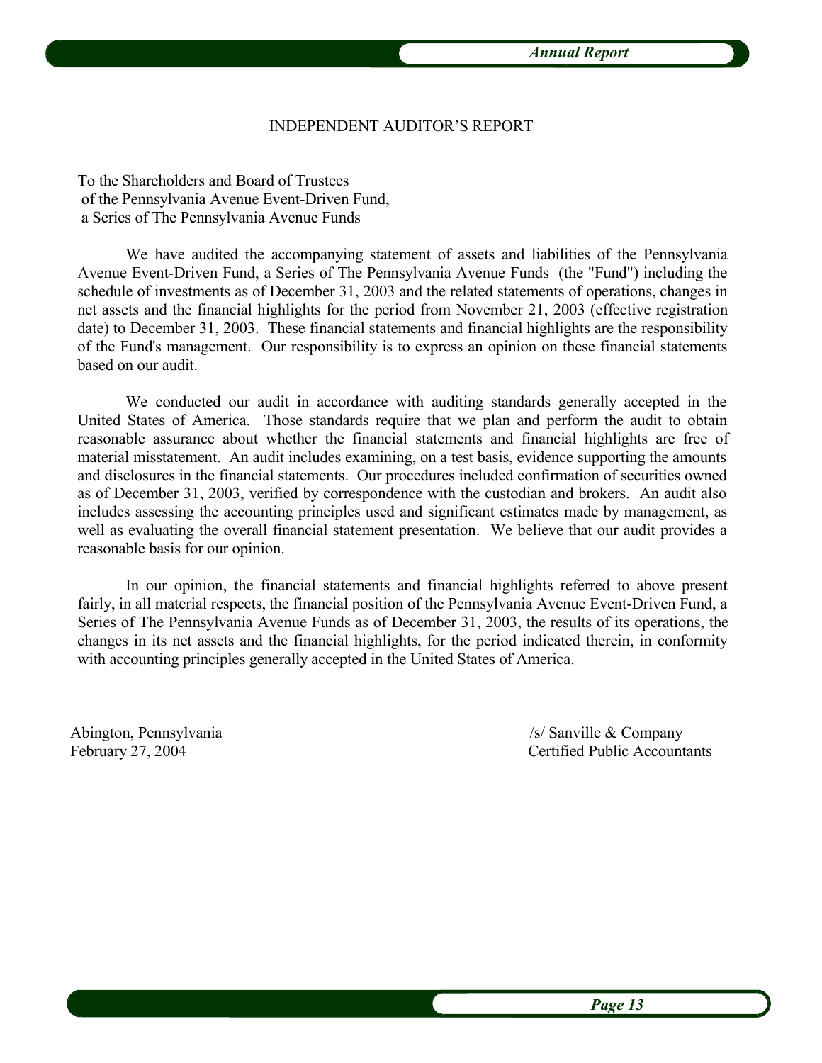# INDEPENDENT AUDITOR'S REPORT

To the Shareholders and Board of Trustees
of the Pennsylvania Avenue Event-Driven Fund,
a Series of The Pennsylvania Avenue Funds

We have audited the accompanying statement of assets and liabilities of the Pennsylvania Avenue Event-Driven Fund, a Series of The Pennsylvania Avenue Funds (the "Fund") including the schedule of investments as of December 31, 2003 and the related statements of operations, changes in net assets and the financial highlights for the period from November 21, 2003 (effective registration date) to December 31, 2003. These financial statements and financial highlights are the responsibility of the Fund's management. Our responsibility is to express an opinion on these financial statements based on our audit.

We conducted our audit in accordance with auditing standards generally accepted in the United States of America. Those standards require that we plan and perform the audit to obtain reasonable assurance about whether the financial statements and financial highlights are free of material misstatement. An audit includes examining, on a test basis, evidence supporting the amounts and disclosures in the financial statements. Our procedures included confirmation of securities owned as of December 31, 2003, verified by correspondence with the custodian and brokers. An audit also includes assessing the accounting principles used and significant estimates made by management, as well as evaluating the overall financial statement presentation. We believe that our audit provides a reasonable basis for our opinion.

In our opinion, the financial statements and financial highlights referred to above present fairly, in all material respects, the financial position of the Pennsylvania Avenue Event-Driven Fund, a Series of The Pennsylvania Avenue Funds as of December 31, 2003, the results of its operations, the changes in its net assets and the financial highlights, for the period indicated therein, in conformity with accounting principles generally accepted in the United States of America.

Abington, Pennsylvania
February 27, 2004

/s/ Sanville & Company
Certified Public Accountants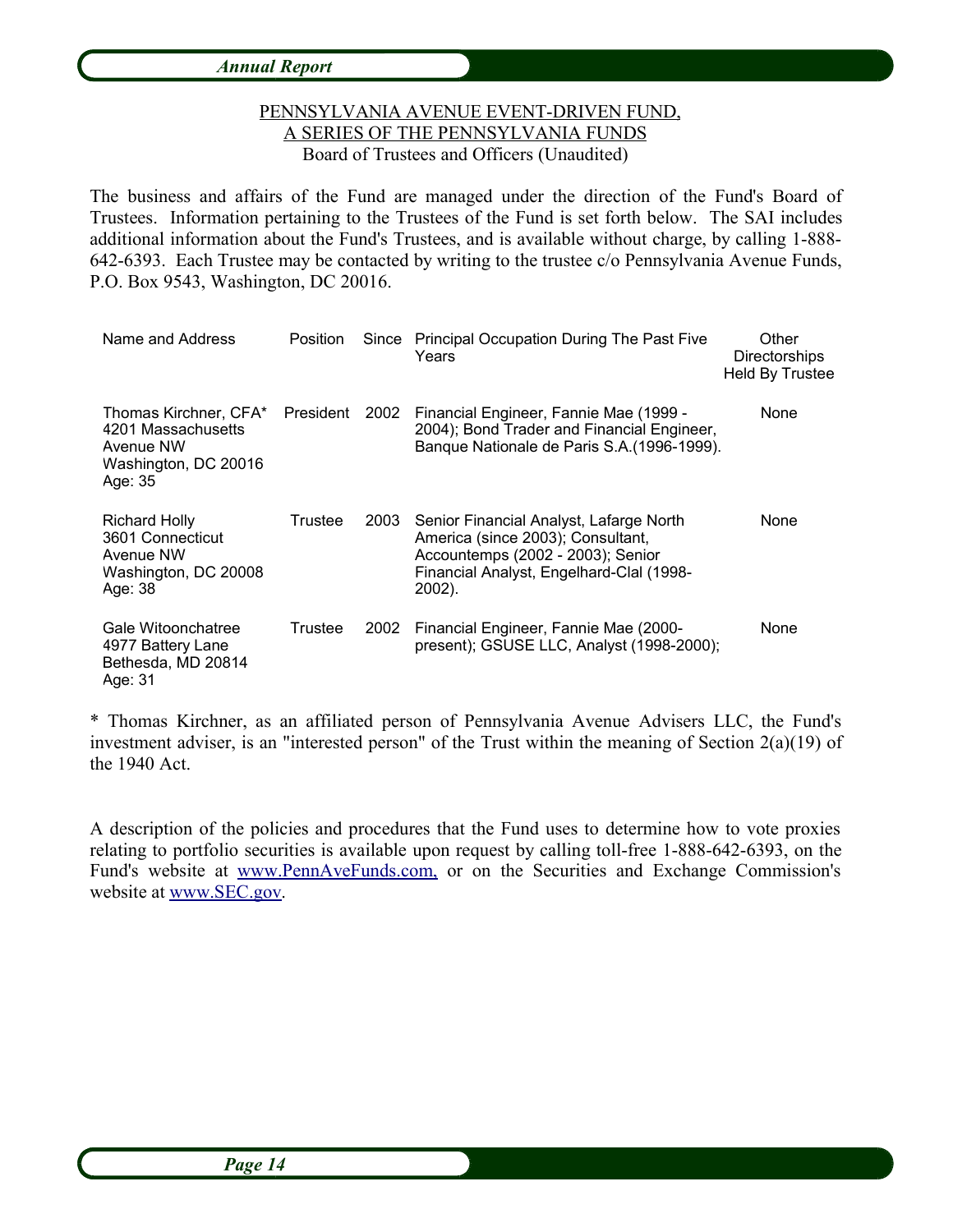PENNSYLVANIA AVENUE EVENT-DRIVEN FUND,
A SERIES OF THE PENNSYLVANIA FUNDS
Board of Trustees and Officers (Unaudited)

The business and affairs of the Fund are managed under the direction of the Fund's Board of Trustees. Information pertaining to the Trustees of the Fund is set forth below. The SAI includes additional information about the Fund's Trustees, and is available without charge, by calling 1-888-642-6393. Each Trustee may be contacted by writing to the trustee c/o Pennsylvania Avenue Funds, P.O. Box 9543, Washington, DC 20016.

| Name and Address | Position | Since | Principal Occupation During The Past Five Years | Other Directorships Held By Trustee |
|---|---|---|---|---|
| Thomas Kirchner, CFA* 4201 Massachusetts Avenue NW Washington, DC 20016 Age: 35 | President | 2002 | Financial Engineer, Fannie Mae (1999 - 2004); Bond Trader and Financial Engineer, Banque Nationale de Paris S.A.(1996-1999). | None |
| Richard Holly 3601 Connecticut Avenue NW Washington, DC 20008 Age: 38 | Trustee | 2003 | Senior Financial Analyst, Lafarge North America (since 2003); Consultant, Accountemps (2002 - 2003); Senior Financial Analyst, Engelhard-Clal (1998-2002). | None |
| Gale Witoonchatree 4977 Battery Lane Bethesda, MD 20814 Age: 31 | Trustee | 2002 | Financial Engineer, Fannie Mae (2000-present); GSUSE LLC, Analyst (1998-2000); | None |

* Thomas Kirchner, as an affiliated person of Pennsylvania Avenue Advisers LLC, the Fund's investment adviser, is an "interested person" of the Trust within the meaning of Section 2(a)(19) of the 1940 Act.

A description of the policies and procedures that the Fund uses to determine how to vote proxies relating to portfolio securities is available upon request by calling toll-free 1-888-642-6393, on the Fund's website at www.PennAveFunds.com, or on the Securities and Exchange Commission's website at www.SEC.gov.